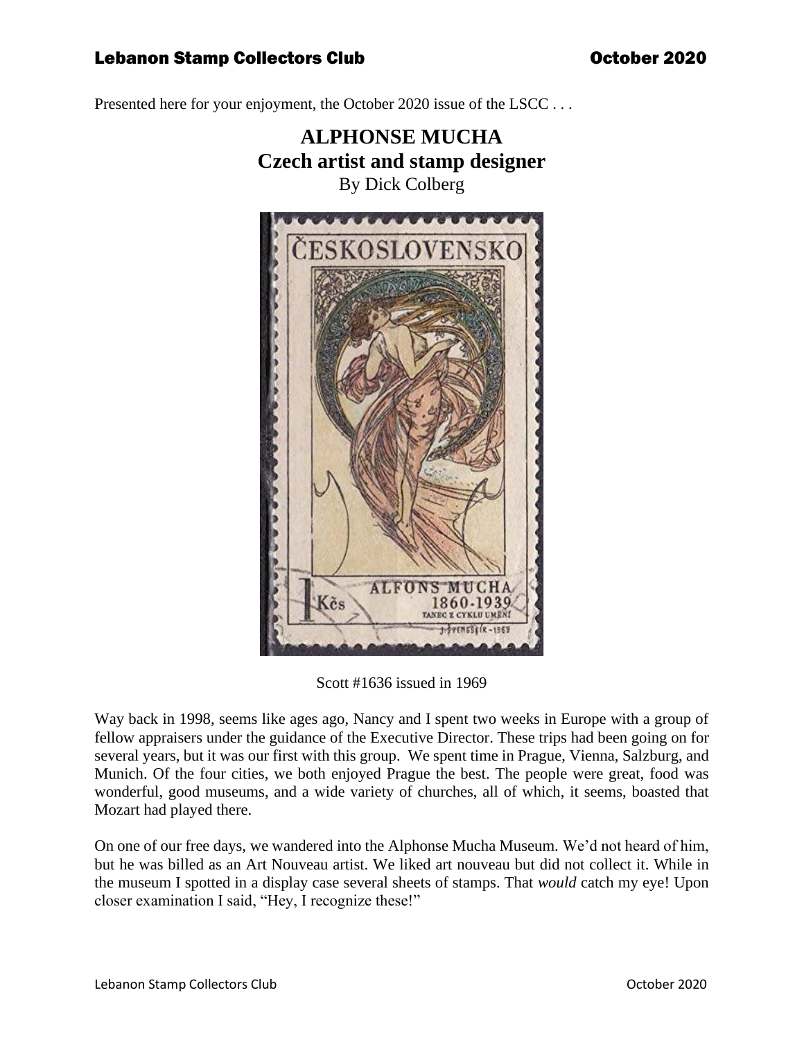Presented here for your enjoyment, the October 2020 issue of the LSCC . . .

# ALPHONSE MUCHA
## Czech artist and stamp designer

By Dick Colberg

Scott #1636 issued in 1969

Way back in 1998, seems like ages ago, Nancy and I spent two weeks in Europe with a group of fellow appraisers under the guidance of the Executive Director. These trips had been going on for several years, but it was our first with this group. We spent time in Prague, Vienna, Salzburg, and Munich. Of the four cities, we both enjoyed Prague the best. The people were great, food was wonderful, good museums, and a wide variety of churches, all of which, it seems, boasted that Mozart had played there.

On one of our free days, we wandered into the Alphonse Mucha Museum. We'd not heard of him, but he was billed as an Art Nouveau artist. We liked art nouveau but did not collect it. While in the museum I spotted in a display case several sheets of stamps. That *would* catch my eye! Upon closer examination I said, "Hey, I recognize these!"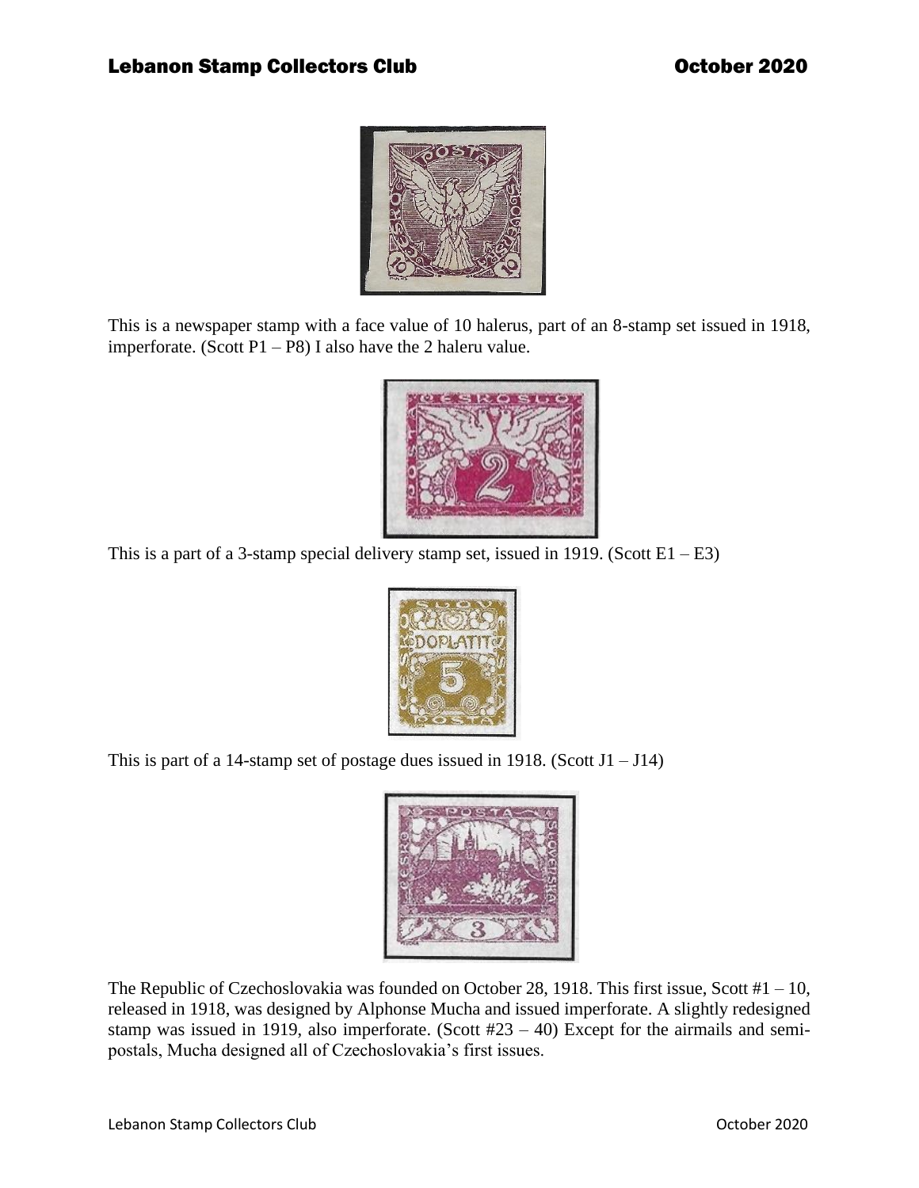This is a newspaper stamp with a face value of 10 halerus, part of an 8-stamp set issued in 1918, imperforate. (Scott P1 – P8) I also have the 2 haleru value.

This is a part of a 3-stamp special delivery stamp set, issued in 1919. (Scott E1 – E3)

This is part of a 14-stamp set of postage dues issued in 1918. (Scott J1 – J14)

The Republic of Czechoslovakia was founded on October 28, 1918. This first issue, Scott #1 – 10, released in 1918, was designed by Alphonse Mucha and issued imperforate. A slightly redesigned stamp was issued in 1919, also imperforate. (Scott #23 – 40) Except for the airmails and semi-postals, Mucha designed all of Czechoslovakia's first issues.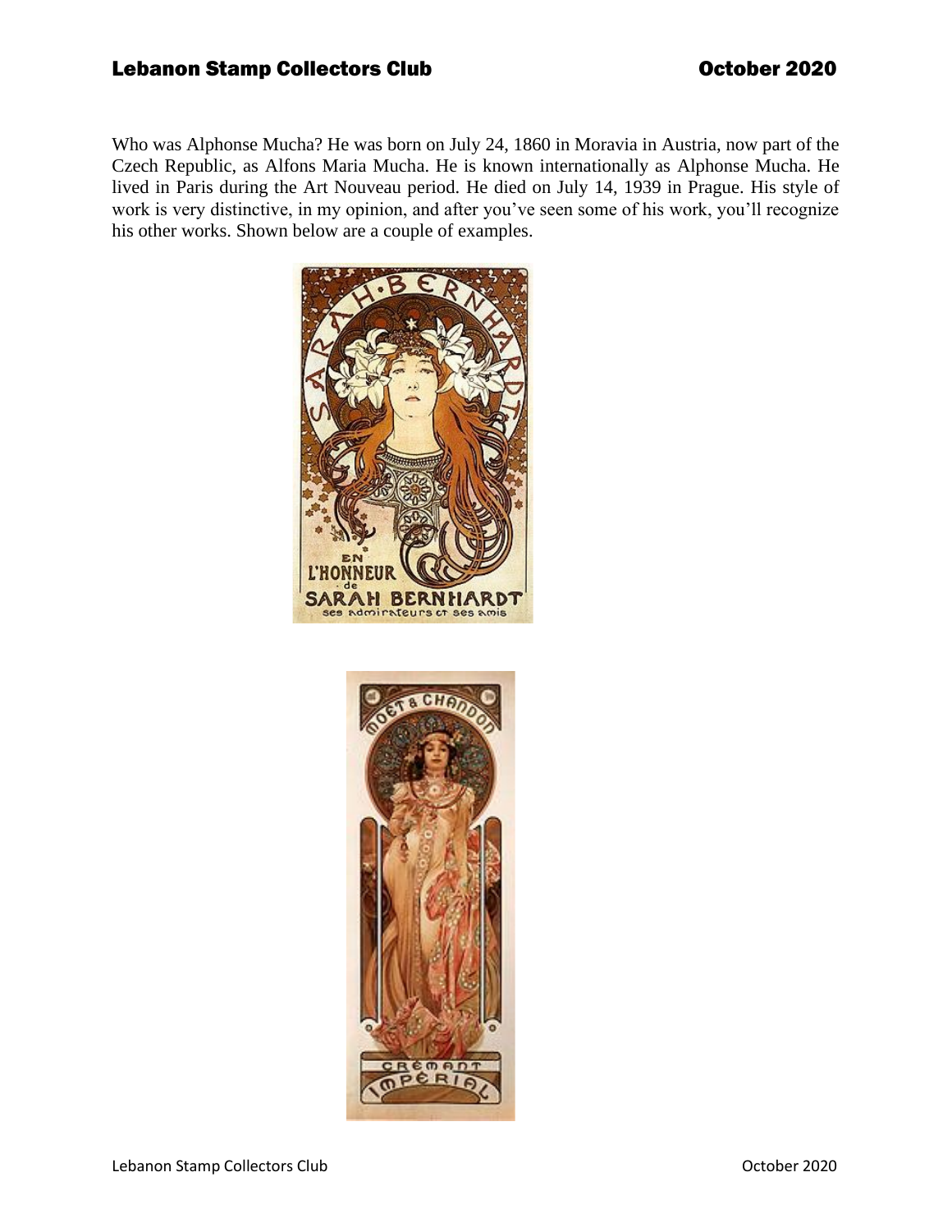Who was Alphonse Mucha? He was born on July 24, 1860 in Moravia in Austria, now part of the Czech Republic, as Alfons Maria Mucha. He is known internationally as Alphonse Mucha. He lived in Paris during the Art Nouveau period. He died on July 14, 1939 in Prague. His style of work is very distinctive, in my opinion, and after you've seen some of his work, you'll recognize his other works. Shown below are a couple of examples.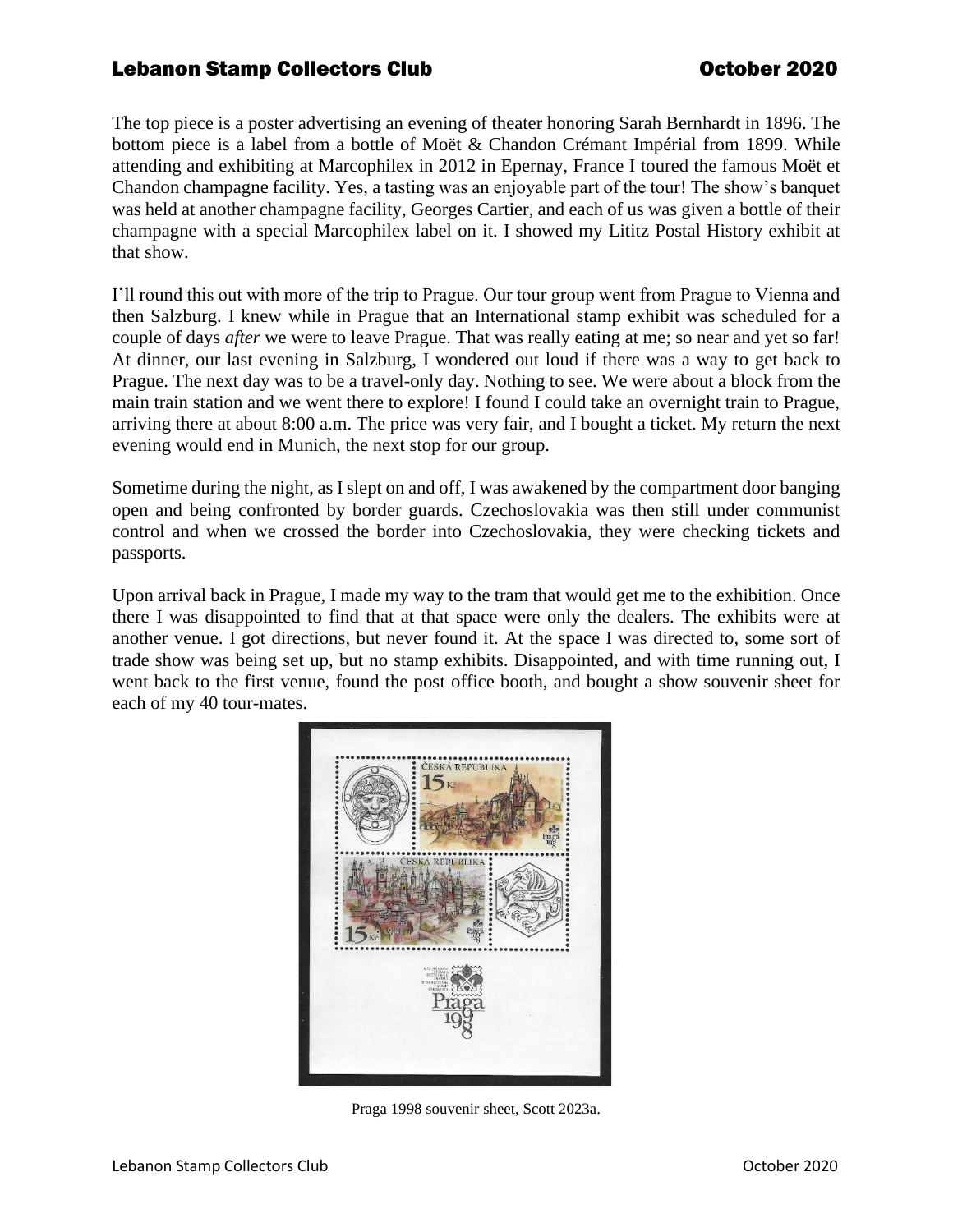The top piece is a poster advertising an evening of theater honoring Sarah Bernhardt in 1896. The bottom piece is a label from a bottle of Moët & Chandon Crémant Impérial from 1899. While attending and exhibiting at Marcophilex in 2012 in Epernay, France I toured the famous Moët et Chandon champagne facility. Yes, a tasting was an enjoyable part of the tour! The show's banquet was held at another champagne facility, Georges Cartier, and each of us was given a bottle of their champagne with a special Marcophilex label on it. I showed my Lititz Postal History exhibit at that show.

I'll round this out with more of the trip to Prague. Our tour group went from Prague to Vienna and then Salzburg. I knew while in Prague that an International stamp exhibit was scheduled for a couple of days *after* we were to leave Prague. That was really eating at me; so near and yet so far! At dinner, our last evening in Salzburg, I wondered out loud if there was a way to get back to Prague. The next day was to be a travel-only day. Nothing to see. We were about a block from the main train station and we went there to explore! I found I could take an overnight train to Prague, arriving there at about 8:00 a.m. The price was very fair, and I bought a ticket. My return the next evening would end in Munich, the next stop for our group.

Sometime during the night, as I slept on and off, I was awakened by the compartment door banging open and being confronted by border guards. Czechoslovakia was then still under communist control and when we crossed the border into Czechoslovakia, they were checking tickets and passports.

Upon arrival back in Prague, I made my way to the tram that would get me to the exhibition. Once there I was disappointed to find that at that space were only the dealers. The exhibits were at another venue. I got directions, but never found it. At the space I was directed to, some sort of trade show was being set up, but no stamp exhibits. Disappointed, and with time running out, I went back to the first venue, found the post office booth, and bought a show souvenir sheet for each of my 40 tour-mates.

Praga 1998 souvenir sheet, Scott 2023a.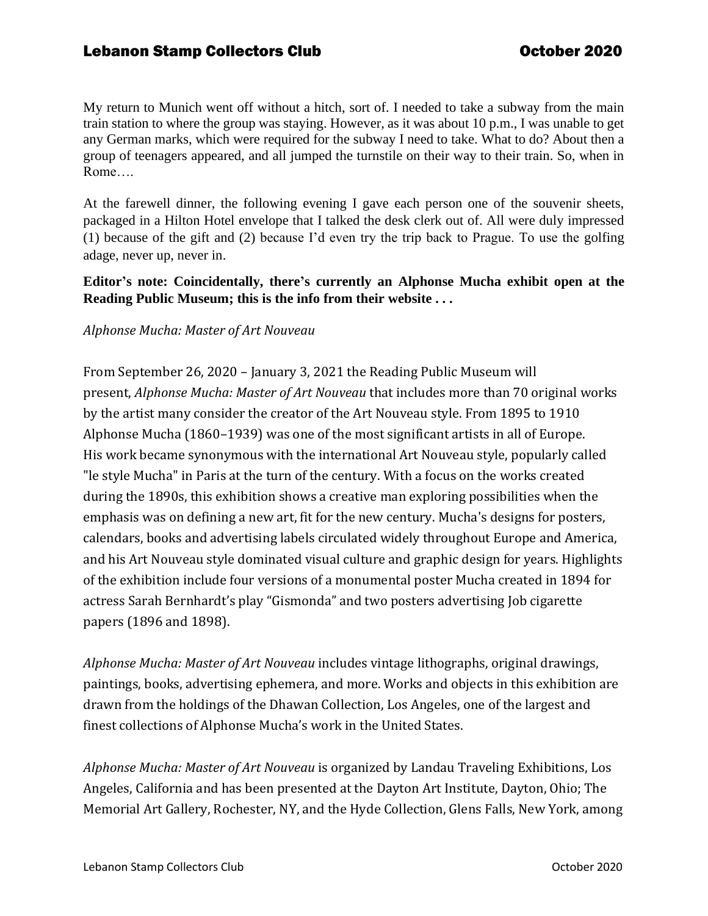My return to Munich went off without a hitch, sort of. I needed to take a subway from the main train station to where the group was staying. However, as it was about 10 p.m., I was unable to get any German marks, which were required for the subway I need to take. What to do? About then a group of teenagers appeared, and all jumped the turnstile on their way to their train. So, when in Rome….

At the farewell dinner, the following evening I gave each person one of the souvenir sheets, packaged in a Hilton Hotel envelope that I talked the desk clerk out of. All were duly impressed (1) because of the gift and (2) because I'd even try the trip back to Prague. To use the golfing adage, never up, never in.

**Editor's note: Coincidentally, there's currently an Alphonse Mucha exhibit open at the Reading Public Museum; this is the info from their website . . .**

*Alphonse Mucha: Master of Art Nouveau*

From September 26, 2020 – January 3, 2021 the Reading Public Museum will present, *Alphonse Mucha: Master of Art Nouveau* that includes more than 70 original works by the artist many consider the creator of the Art Nouveau style. From 1895 to 1910 Alphonse Mucha (1860–1939) was one of the most significant artists in all of Europe. His work became synonymous with the international Art Nouveau style, popularly called "le style Mucha" in Paris at the turn of the century. With a focus on the works created during the 1890s, this exhibition shows a creative man exploring possibilities when the emphasis was on defining a new art, fit for the new century. Mucha's designs for posters, calendars, books and advertising labels circulated widely throughout Europe and America, and his Art Nouveau style dominated visual culture and graphic design for years. Highlights of the exhibition include four versions of a monumental poster Mucha created in 1894 for actress Sarah Bernhardt's play "Gismonda" and two posters advertising Job cigarette papers (1896 and 1898).

*Alphonse Mucha: Master of Art Nouveau* includes vintage lithographs, original drawings, paintings, books, advertising ephemera, and more. Works and objects in this exhibition are drawn from the holdings of the Dhawan Collection, Los Angeles, one of the largest and finest collections of Alphonse Mucha's work in the United States.

*Alphonse Mucha: Master of Art Nouveau* is organized by Landau Traveling Exhibitions, Los Angeles, California and has been presented at the Dayton Art Institute, Dayton, Ohio; The Memorial Art Gallery, Rochester, NY, and the Hyde Collection, Glens Falls, New York, among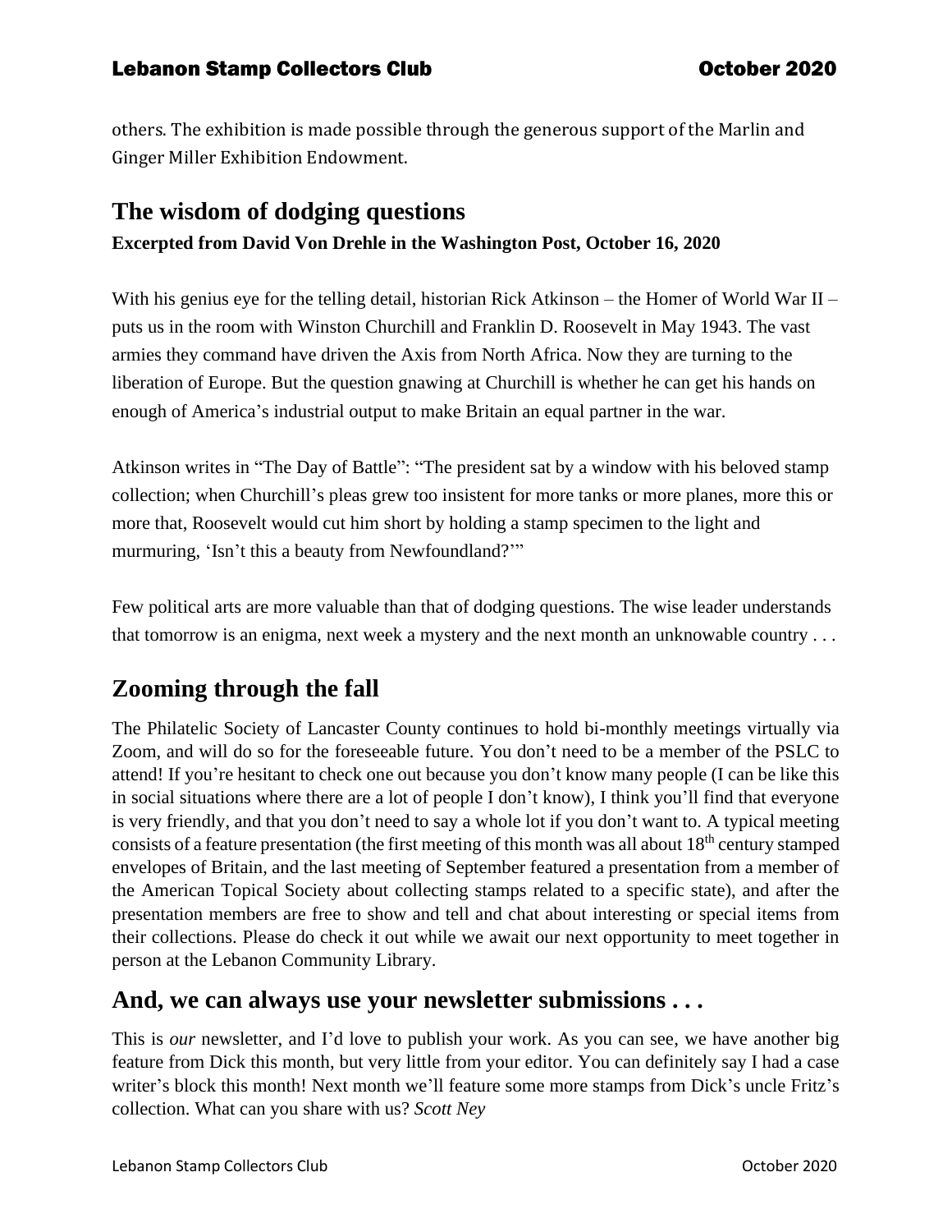others. The exhibition is made possible through the generous support of the Marlin and Ginger Miller Exhibition Endowment.

## The wisdom of dodging questions

**Excerpted from David Von Drehle in the Washington Post, October 16, 2020**

With his genius eye for the telling detail, historian Rick Atkinson – the Homer of World War II – puts us in the room with Winston Churchill and Franklin D. Roosevelt in May 1943. The vast armies they command have driven the Axis from North Africa. Now they are turning to the liberation of Europe. But the question gnawing at Churchill is whether he can get his hands on enough of America's industrial output to make Britain an equal partner in the war.

Atkinson writes in "The Day of Battle": "The president sat by a window with his beloved stamp collection; when Churchill's pleas grew too insistent for more tanks or more planes, more this or more that, Roosevelt would cut him short by holding a stamp specimen to the light and murmuring, 'Isn't this a beauty from Newfoundland?'"

Few political arts are more valuable than that of dodging questions. The wise leader understands that tomorrow is an enigma, next week a mystery and the next month an unknowable country . . .

## Zooming through the fall

The Philatelic Society of Lancaster County continues to hold bi-monthly meetings virtually via Zoom, and will do so for the foreseeable future. You don't need to be a member of the PSLC to attend! If you're hesitant to check one out because you don't know many people (I can be like this in social situations where there are a lot of people I don't know), I think you'll find that everyone is very friendly, and that you don't need to say a whole lot if you don't want to. A typical meeting consists of a feature presentation (the first meeting of this month was all about 18th century stamped envelopes of Britain, and the last meeting of September featured a presentation from a member of the American Topical Society about collecting stamps related to a specific state), and after the presentation members are free to show and tell and chat about interesting or special items from their collections. Please do check it out while we await our next opportunity to meet together in person at the Lebanon Community Library.

## And, we can always use your newsletter submissions . . .

This is *our* newsletter, and I'd love to publish your work. As you can see, we have another big feature from Dick this month, but very little from your editor. You can definitely say I had a case writer's block this month! Next month we'll feature some more stamps from Dick's uncle Fritz's collection. What can you share with us? *Scott Ney*